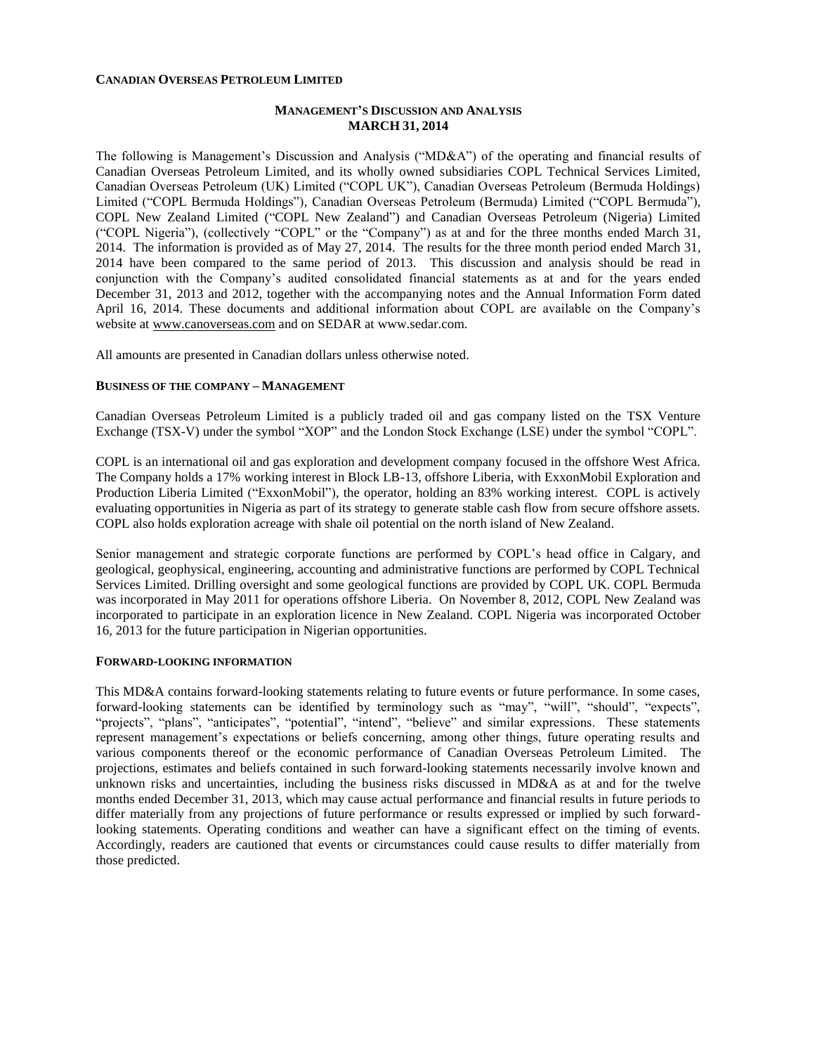**CANADIAN OVERSEAS PETROLEUM LIMITED**

# MANAGEMENT'S DISCUSSION AND ANALYSIS
# MARCH 31, 2014

The following is Management's Discussion and Analysis ("MD&A") of the operating and financial results of Canadian Overseas Petroleum Limited, and its wholly owned subsidiaries COPL Technical Services Limited, Canadian Overseas Petroleum (UK) Limited ("COPL UK"), Canadian Overseas Petroleum (Bermuda Holdings) Limited ("COPL Bermuda Holdings"), Canadian Overseas Petroleum (Bermuda) Limited ("COPL Bermuda"), COPL New Zealand Limited ("COPL New Zealand") and Canadian Overseas Petroleum (Nigeria) Limited ("COPL Nigeria"), (collectively "COPL" or the "Company") as at and for the three months ended March 31, 2014. The information is provided as of May 27, 2014. The results for the three month period ended March 31, 2014 have been compared to the same period of 2013. This discussion and analysis should be read in conjunction with the Company's audited consolidated financial statements as at and for the years ended December 31, 2013 and 2012, together with the accompanying notes and the Annual Information Form dated April 16, 2014. These documents and additional information about COPL are available on the Company's website at www.canoverseas.com and on SEDAR at www.sedar.com.

All amounts are presented in Canadian dollars unless otherwise noted.

## BUSINESS OF THE COMPANY – MANAGEMENT

Canadian Overseas Petroleum Limited is a publicly traded oil and gas company listed on the TSX Venture Exchange (TSX-V) under the symbol "XOP" and the London Stock Exchange (LSE) under the symbol "COPL".

COPL is an international oil and gas exploration and development company focused in the offshore West Africa. The Company holds a 17% working interest in Block LB-13, offshore Liberia, with ExxonMobil Exploration and Production Liberia Limited ("ExxonMobil"), the operator, holding an 83% working interest. COPL is actively evaluating opportunities in Nigeria as part of its strategy to generate stable cash flow from secure offshore assets. COPL also holds exploration acreage with shale oil potential on the north island of New Zealand.

Senior management and strategic corporate functions are performed by COPL's head office in Calgary, and geological, geophysical, engineering, accounting and administrative functions are performed by COPL Technical Services Limited. Drilling oversight and some geological functions are provided by COPL UK. COPL Bermuda was incorporated in May 2011 for operations offshore Liberia. On November 8, 2012, COPL New Zealand was incorporated to participate in an exploration licence in New Zealand. COPL Nigeria was incorporated October 16, 2013 for the future participation in Nigerian opportunities.

## FORWARD-LOOKING INFORMATION

This MD&A contains forward-looking statements relating to future events or future performance. In some cases, forward-looking statements can be identified by terminology such as "may", "will", "should", "expects", "projects", "plans", "anticipates", "potential", "intend", "believe" and similar expressions. These statements represent management's expectations or beliefs concerning, among other things, future operating results and various components thereof or the economic performance of Canadian Overseas Petroleum Limited. The projections, estimates and beliefs contained in such forward-looking statements necessarily involve known and unknown risks and uncertainties, including the business risks discussed in MD&A as at and for the twelve months ended December 31, 2013, which may cause actual performance and financial results in future periods to differ materially from any projections of future performance or results expressed or implied by such forward-looking statements. Operating conditions and weather can have a significant effect on the timing of events. Accordingly, readers are cautioned that events or circumstances could cause results to differ materially from those predicted.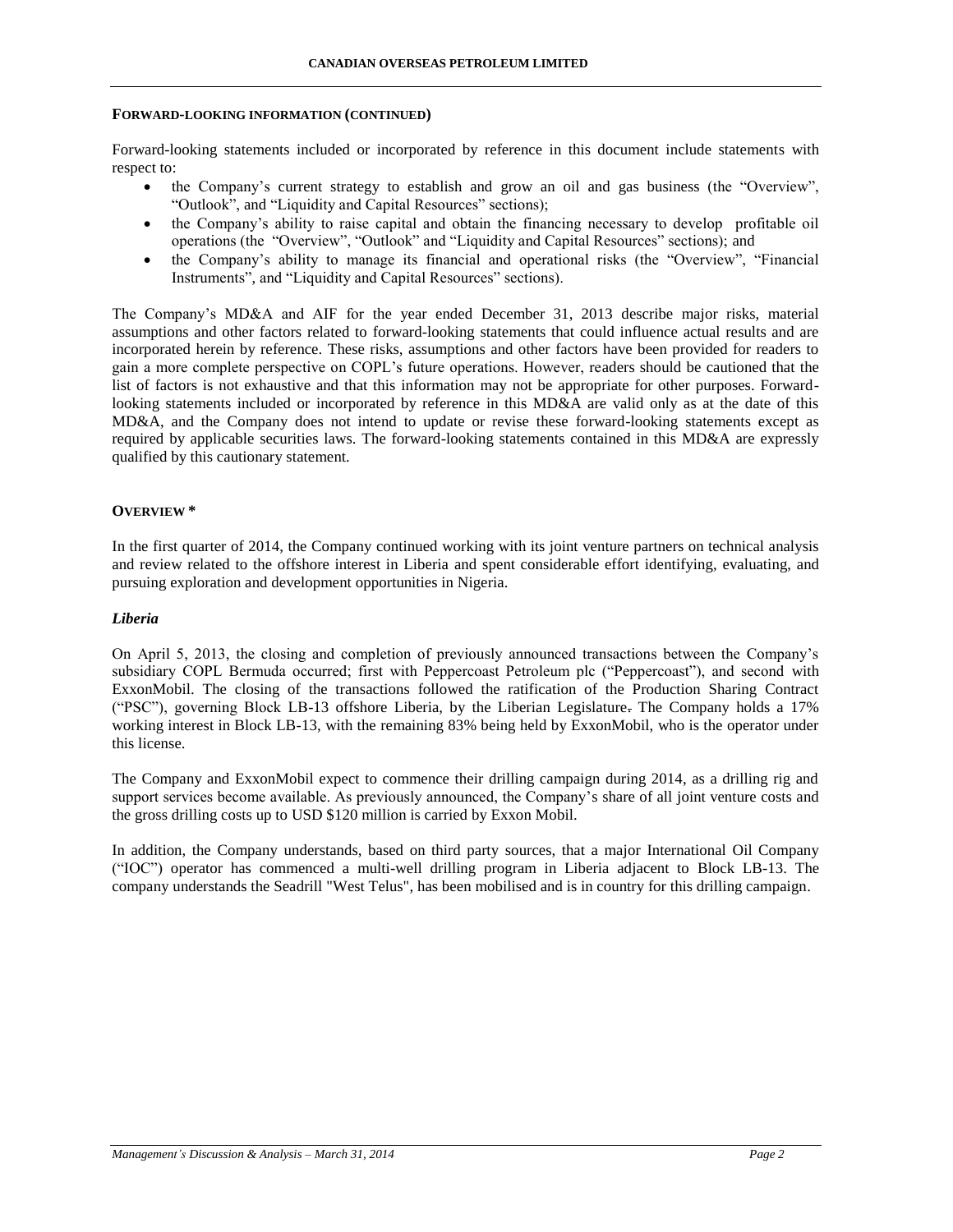#### FORWARD-LOOKING INFORMATION (CONTINUED)

Forward-looking statements included or incorporated by reference in this document include statements with respect to:

- the Company's current strategy to establish and grow an oil and gas business (the "Overview", "Outlook", and "Liquidity and Capital Resources" sections);
- the Company's ability to raise capital and obtain the financing necessary to develop profitable oil operations (the "Overview", "Outlook" and "Liquidity and Capital Resources" sections); and
- the Company's ability to manage its financial and operational risks (the "Overview", "Financial Instruments", and "Liquidity and Capital Resources" sections).

The Company's MD&A and AIF for the year ended December 31, 2013 describe major risks, material assumptions and other factors related to forward-looking statements that could influence actual results and are incorporated herein by reference. These risks, assumptions and other factors have been provided for readers to gain a more complete perspective on COPL's future operations. However, readers should be cautioned that the list of factors is not exhaustive and that this information may not be appropriate for other purposes. Forward-looking statements included or incorporated by reference in this MD&A are valid only as at the date of this MD&A, and the Company does not intend to update or revise these forward-looking statements except as required by applicable securities laws. The forward-looking statements contained in this MD&A are expressly qualified by this cautionary statement.

#### OVERVIEW *

In the first quarter of 2014, the Company continued working with its joint venture partners on technical analysis and review related to the offshore interest in Liberia and spent considerable effort identifying, evaluating, and pursuing exploration and development opportunities in Nigeria.

##### *Liberia*

On April 5, 2013, the closing and completion of previously announced transactions between the Company's subsidiary COPL Bermuda occurred; first with Peppercoast Petroleum plc ("Peppercoast"), and second with ExxonMobil. The closing of the transactions followed the ratification of the Production Sharing Contract ("PSC"), governing Block LB-13 offshore Liberia, by the Liberian Legislature. The Company holds a 17% working interest in Block LB-13, with the remaining 83% being held by ExxonMobil, who is the operator under this license.

The Company and ExxonMobil expect to commence their drilling campaign during 2014, as a drilling rig and support services become available. As previously announced, the Company's share of all joint venture costs and the gross drilling costs up to USD $120 million is carried by Exxon Mobil.

In addition, the Company understands, based on third party sources, that a major International Oil Company ("IOC") operator has commenced a multi-well drilling program in Liberia adjacent to Block LB-13. The company understands the Seadrill "West Telus", has been mobilised and is in country for this drilling campaign.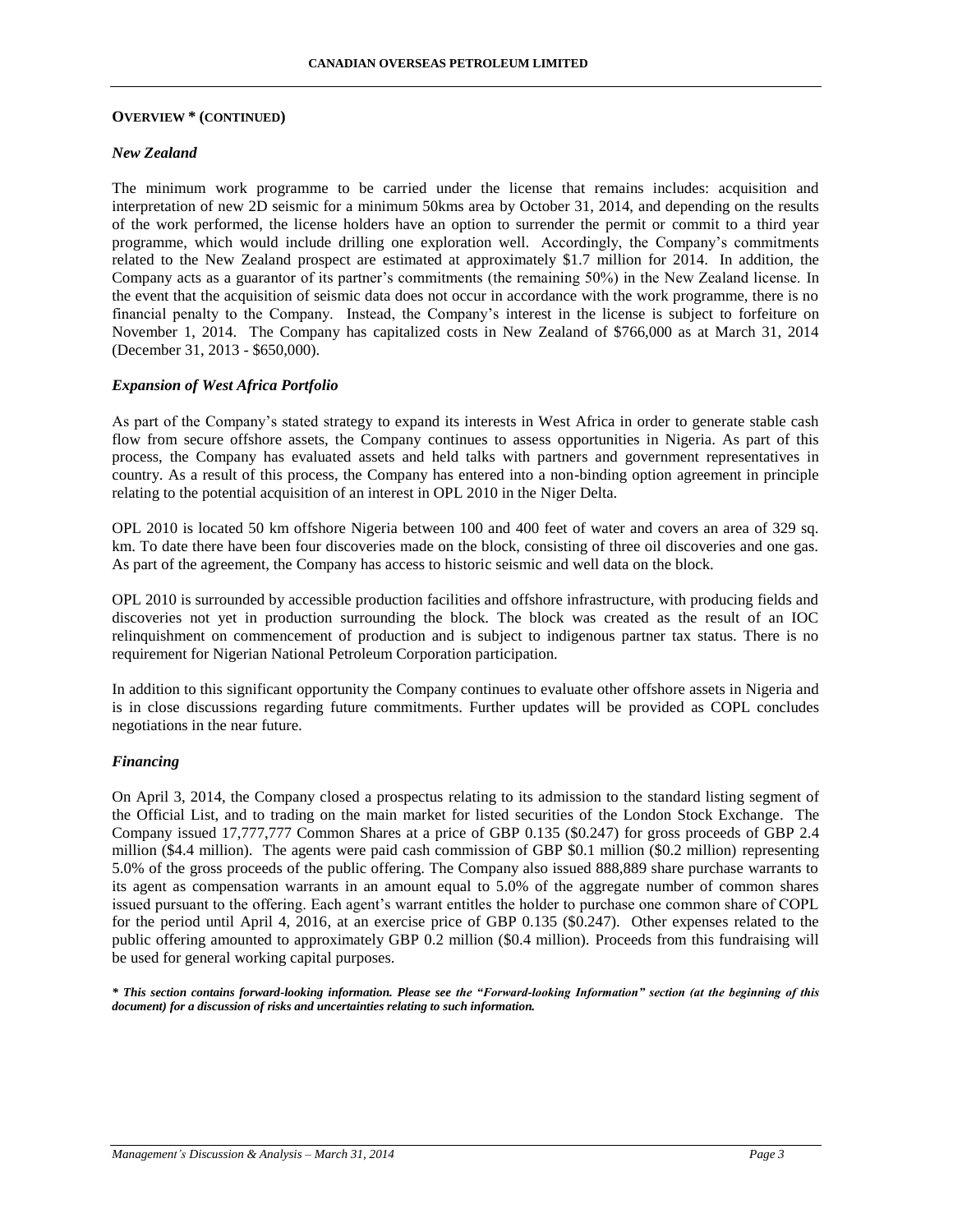## OVERVIEW * (CONTINUED)

### *New Zealand*

The minimum work programme to be carried under the license that remains includes: acquisition and interpretation of new 2D seismic for a minimum 50kms area by October 31, 2014, and depending on the results of the work performed, the license holders have an option to surrender the permit or commit to a third year programme, which would include drilling one exploration well. Accordingly, the Company's commitments related to the New Zealand prospect are estimated at approximately $1.7 million for 2014. In addition, the Company acts as a guarantor of its partner's commitments (the remaining 50%) in the New Zealand license. In the event that the acquisition of seismic data does not occur in accordance with the work programme, there is no financial penalty to the Company. Instead, the Company's interest in the license is subject to forfeiture on November 1, 2014. The Company has capitalized costs in New Zealand of $766,000 as at March 31, 2014 (December 31, 2013 - $650,000).

### *Expansion of West Africa Portfolio*

As part of the Company's stated strategy to expand its interests in West Africa in order to generate stable cash flow from secure offshore assets, the Company continues to assess opportunities in Nigeria. As part of this process, the Company has evaluated assets and held talks with partners and government representatives in country. As a result of this process, the Company has entered into a non-binding option agreement in principle relating to the potential acquisition of an interest in OPL 2010 in the Niger Delta.

OPL 2010 is located 50 km offshore Nigeria between 100 and 400 feet of water and covers an area of 329 sq. km. To date there have been four discoveries made on the block, consisting of three oil discoveries and one gas. As part of the agreement, the Company has access to historic seismic and well data on the block.

OPL 2010 is surrounded by accessible production facilities and offshore infrastructure, with producing fields and discoveries not yet in production surrounding the block. The block was created as the result of an IOC relinquishment on commencement of production and is subject to indigenous partner tax status. There is no requirement for Nigerian National Petroleum Corporation participation.

In addition to this significant opportunity the Company continues to evaluate other offshore assets in Nigeria and is in close discussions regarding future commitments. Further updates will be provided as COPL concludes negotiations in the near future.

### *Financing*

On April 3, 2014, the Company closed a prospectus relating to its admission to the standard listing segment of the Official List, and to trading on the main market for listed securities of the London Stock Exchange. The Company issued 17,777,777 Common Shares at a price of GBP 0.135 ($0.247) for gross proceeds of GBP 2.4 million ($4.4 million). The agents were paid cash commission of GBP $0.1 million ($0.2 million) representing 5.0% of the gross proceeds of the public offering. The Company also issued 888,889 share purchase warrants to its agent as compensation warrants in an amount equal to 5.0% of the aggregate number of common shares issued pursuant to the offering. Each agent's warrant entitles the holder to purchase one common share of COPL for the period until April 4, 2016, at an exercise price of GBP 0.135 ($0.247). Other expenses related to the public offering amounted to approximately GBP 0.2 million ($0.4 million). Proceeds from this fundraising will be used for general working capital purposes.

***\* This section contains forward-looking information. Please see the "Forward-looking Information" section (at the beginning of this document) for a discussion of risks and uncertainties relating to such information.***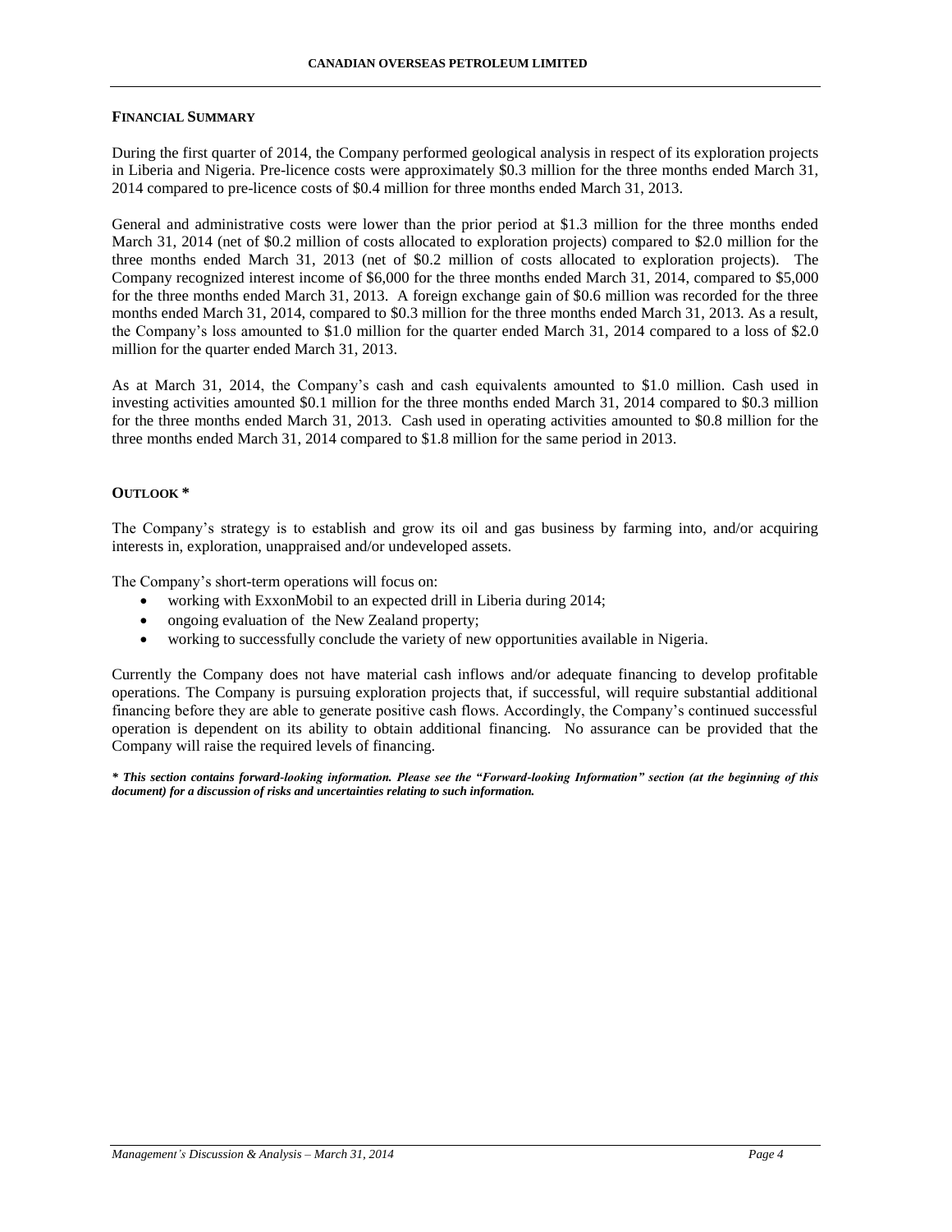## FINANCIAL SUMMARY

During the first quarter of 2014, the Company performed geological analysis in respect of its exploration projects in Liberia and Nigeria. Pre-licence costs were approximately $0.3 million for the three months ended March 31, 2014 compared to pre-licence costs of $0.4 million for three months ended March 31, 2013.

General and administrative costs were lower than the prior period at $1.3 million for the three months ended March 31, 2014 (net of $0.2 million of costs allocated to exploration projects) compared to $2.0 million for the three months ended March 31, 2013 (net of $0.2 million of costs allocated to exploration projects). The Company recognized interest income of $6,000 for the three months ended March 31, 2014, compared to $5,000 for the three months ended March 31, 2013. A foreign exchange gain of $0.6 million was recorded for the three months ended March 31, 2014, compared to $0.3 million for the three months ended March 31, 2013. As a result, the Company's loss amounted to $1.0 million for the quarter ended March 31, 2014 compared to a loss of $2.0 million for the quarter ended March 31, 2013.

As at March 31, 2014, the Company's cash and cash equivalents amounted to $1.0 million. Cash used in investing activities amounted $0.1 million for the three months ended March 31, 2014 compared to $0.3 million for the three months ended March 31, 2013. Cash used in operating activities amounted to $0.8 million for the three months ended March 31, 2014 compared to $1.8 million for the same period in 2013.

## OUTLOOK *

The Company's strategy is to establish and grow its oil and gas business by farming into, and/or acquiring interests in, exploration, unappraised and/or undeveloped assets.

The Company's short-term operations will focus on:

- working with ExxonMobil to an expected drill in Liberia during 2014;
- ongoing evaluation of the New Zealand property;
- working to successfully conclude the variety of new opportunities available in Nigeria.

Currently the Company does not have material cash inflows and/or adequate financing to develop profitable operations. The Company is pursuing exploration projects that, if successful, will require substantial additional financing before they are able to generate positive cash flows. Accordingly, the Company's continued successful operation is dependent on its ability to obtain additional financing. No assurance can be provided that the Company will raise the required levels of financing.

***\* This section contains forward-looking information. Please see the "Forward-looking Information" section (at the beginning of this document) for a discussion of risks and uncertainties relating to such information.***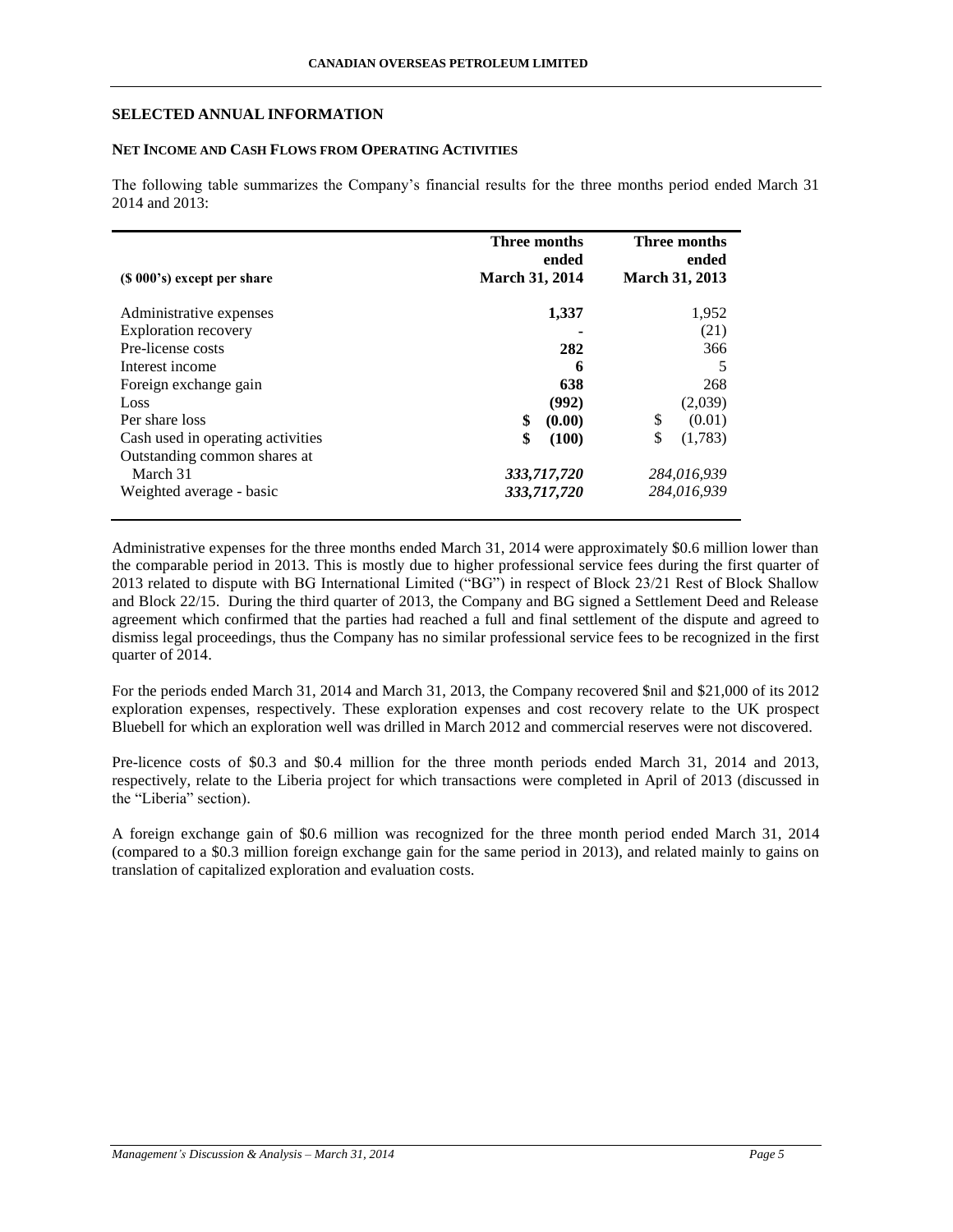## SELECTED ANNUAL INFORMATION

### NET INCOME AND CASH FLOWS FROM OPERATING ACTIVITIES

The following table summarizes the Company's financial results for the three months period ended March 31 2014 and 2013:

| ($ 000's) except per share | Three months ended March 31, 2014 | Three months ended March 31, 2013 |
|---|---|---|
| Administrative expenses | **1,337** | 1,952 |
| Exploration recovery | **-** | (21) |
| Pre-license costs | **282** | 366 |
| Interest income | **6** | 5 |
| Foreign exchange gain | **638** | 268 |
| Loss | **(992)** | (2,039) |
| Per share loss | **$ (0.00)** | $ (0.01) |
| Cash used in operating activities | **$ (100)** | $ (1,783) |
| Outstanding common shares at March 31 | ***333,717,720*** | *284,016,939* |
| Weighted average - basic | ***333,717,720*** | *284,016,939* |

Administrative expenses for the three months ended March 31, 2014 were approximately $0.6 million lower than the comparable period in 2013. This is mostly due to higher professional service fees during the first quarter of 2013 related to dispute with BG International Limited ("BG") in respect of Block 23/21 Rest of Block Shallow and Block 22/15. During the third quarter of 2013, the Company and BG signed a Settlement Deed and Release agreement which confirmed that the parties had reached a full and final settlement of the dispute and agreed to dismiss legal proceedings, thus the Company has no similar professional service fees to be recognized in the first quarter of 2014.

For the periods ended March 31, 2014 and March 31, 2013, the Company recovered $nil and $21,000 of its 2012 exploration expenses, respectively. These exploration expenses and cost recovery relate to the UK prospect Bluebell for which an exploration well was drilled in March 2012 and commercial reserves were not discovered.

Pre-licence costs of $0.3 and $0.4 million for the three month periods ended March 31, 2014 and 2013, respectively, relate to the Liberia project for which transactions were completed in April of 2013 (discussed in the "Liberia" section).

A foreign exchange gain of $0.6 million was recognized for the three month period ended March 31, 2014 (compared to a $0.3 million foreign exchange gain for the same period in 2013), and related mainly to gains on translation of capitalized exploration and evaluation costs.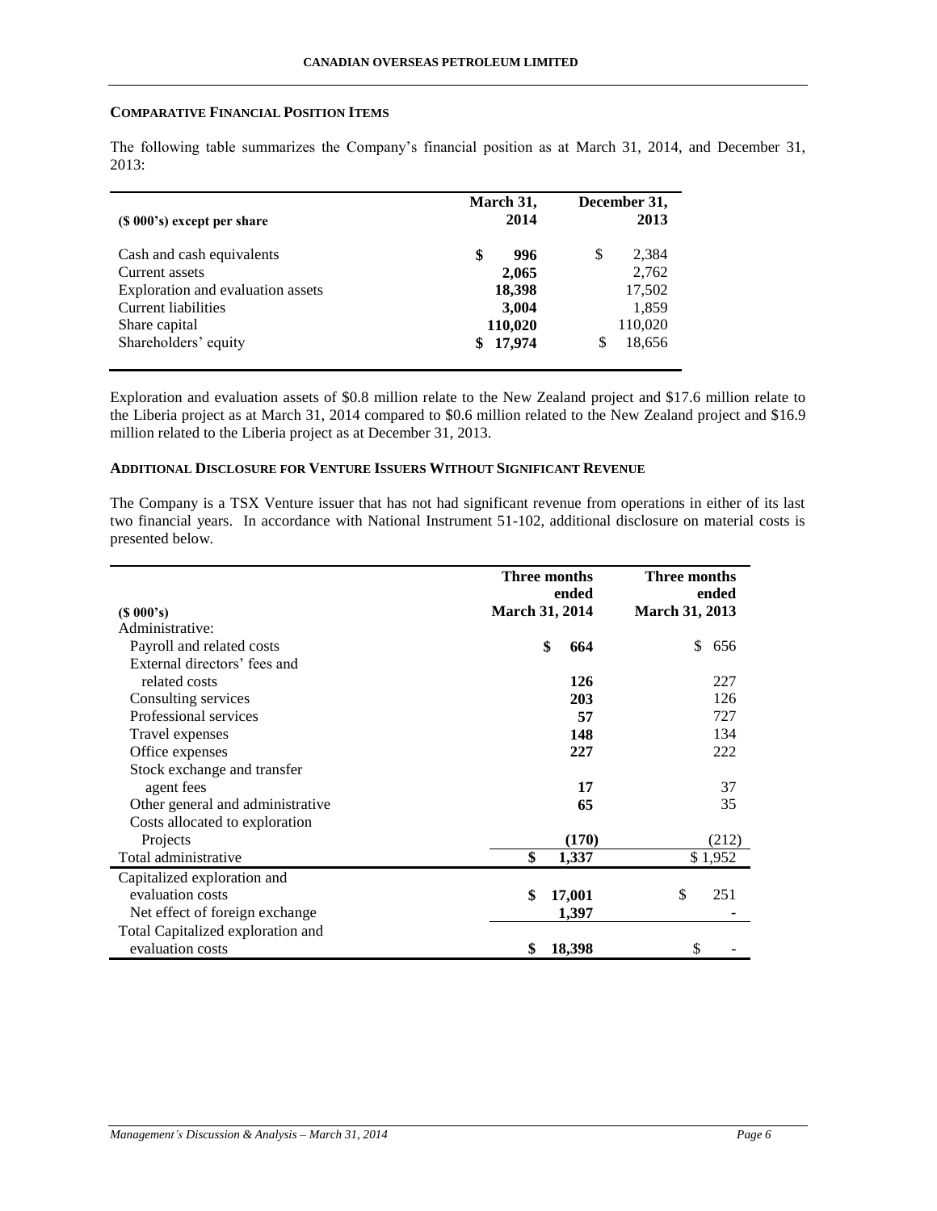## COMPARATIVE FINANCIAL POSITION ITEMS

The following table summarizes the Company's financial position as at March 31, 2014, and December 31, 2013:

| ($ 000's) except per share | March 31, 2014 | December 31, 2013 |
|---|---|---|
| Cash and cash equivalents | **$ 996** | $ 2,384 |
| Current assets | **2,065** | 2,762 |
| Exploration and evaluation assets | **18,398** | 17,502 |
| Current liabilities | **3,004** | 1,859 |
| Share capital | **110,020** | 110,020 |
| Shareholders' equity | **$ 17,974** | $ 18,656 |

Exploration and evaluation assets of $0.8 million relate to the New Zealand project and $17.6 million relate to the Liberia project as at March 31, 2014 compared to $0.6 million related to the New Zealand project and $16.9 million related to the Liberia project as at December 31, 2013.

## ADDITIONAL DISCLOSURE FOR VENTURE ISSUERS WITHOUT SIGNIFICANT REVENUE

The Company is a TSX Venture issuer that has not had significant revenue from operations in either of its last two financial years. In accordance with National Instrument 51-102, additional disclosure on material costs is presented below.

| ($ 000's) | Three months ended March 31, 2014 | Three months ended March 31, 2013 |
|---|---|---|
| Administrative: | | |
| Payroll and related costs | **$ 664** | $ 656 |
| External directors' fees and related costs | **126** | 227 |
| Consulting services | **203** | 126 |
| Professional services | **57** | 727 |
| Travel expenses | **148** | 134 |
| Office expenses | **227** | 222 |
| Stock exchange and transfer agent fees | **17** | 37 |
| Other general and administrative | **65** | 35 |
| Costs allocated to exploration Projects | **(170)** | (212) |
| Total administrative | **$ 1,337** | $ 1,952 |
| Capitalized exploration and evaluation costs | **$ 17,001** | $ 251 |
| Net effect of foreign exchange | **1,397** | - |
| Total Capitalized exploration and evaluation costs | **$ 18,398** | $ - |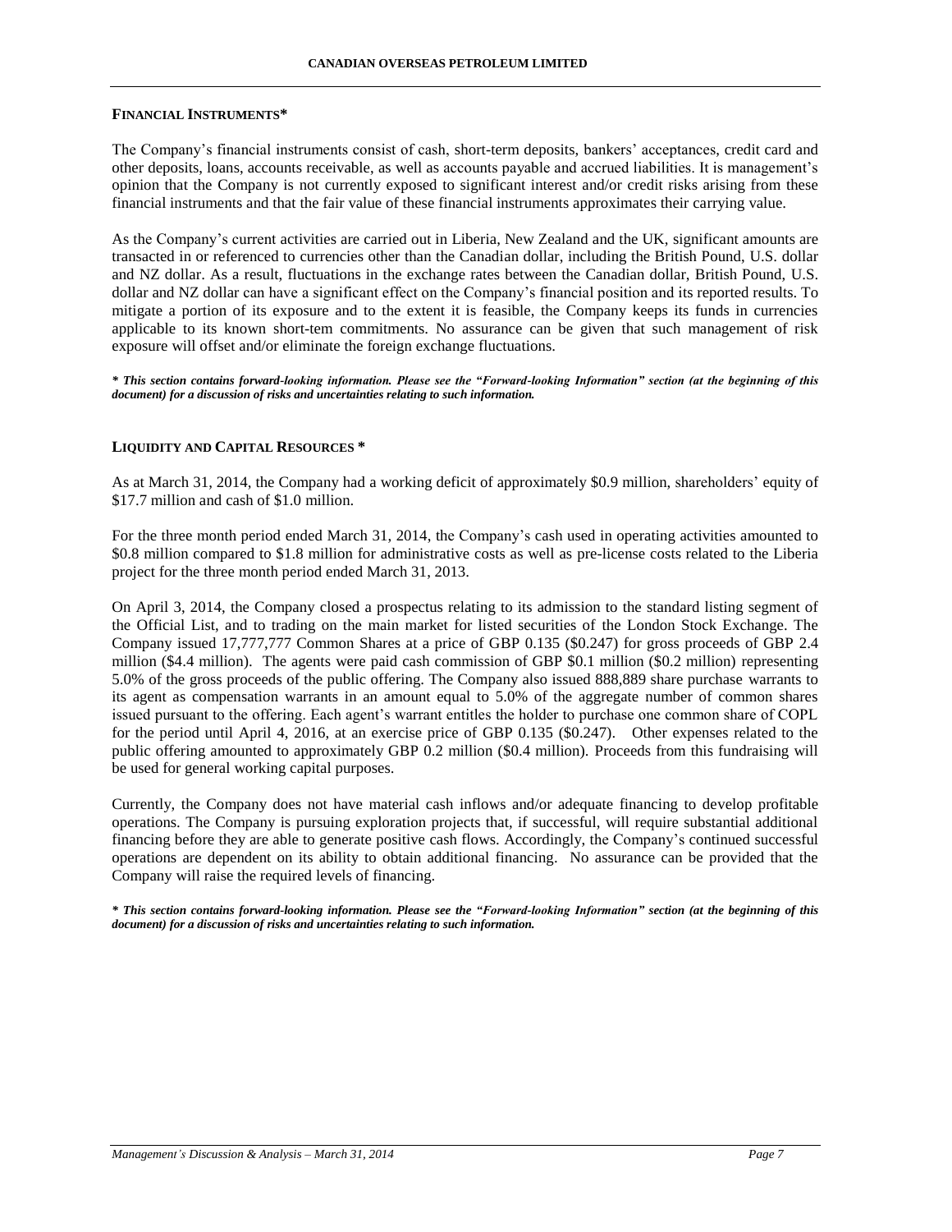## FINANCIAL INSTRUMENTS*

The Company's financial instruments consist of cash, short-term deposits, bankers' acceptances, credit card and other deposits, loans, accounts receivable, as well as accounts payable and accrued liabilities. It is management's opinion that the Company is not currently exposed to significant interest and/or credit risks arising from these financial instruments and that the fair value of these financial instruments approximates their carrying value.

As the Company's current activities are carried out in Liberia, New Zealand and the UK, significant amounts are transacted in or referenced to currencies other than the Canadian dollar, including the British Pound, U.S. dollar and NZ dollar. As a result, fluctuations in the exchange rates between the Canadian dollar, British Pound, U.S. dollar and NZ dollar can have a significant effect on the Company's financial position and its reported results. To mitigate a portion of its exposure and to the extent it is feasible, the Company keeps its funds in currencies applicable to its known short-tem commitments. No assurance can be given that such management of risk exposure will offset and/or eliminate the foreign exchange fluctuations.

***\* This section contains forward-looking information. Please see the "Forward-looking Information" section (at the beginning of this document) for a discussion of risks and uncertainties relating to such information.***

## LIQUIDITY AND CAPITAL RESOURCES *

As at March 31, 2014, the Company had a working deficit of approximately $0.9 million, shareholders' equity of $17.7 million and cash of $1.0 million.

For the three month period ended March 31, 2014, the Company's cash used in operating activities amounted to $0.8 million compared to $1.8 million for administrative costs as well as pre-license costs related to the Liberia project for the three month period ended March 31, 2013.

On April 3, 2014, the Company closed a prospectus relating to its admission to the standard listing segment of the Official List, and to trading on the main market for listed securities of the London Stock Exchange. The Company issued 17,777,777 Common Shares at a price of GBP 0.135 ($0.247) for gross proceeds of GBP 2.4 million ($4.4 million). The agents were paid cash commission of GBP $0.1 million ($0.2 million) representing 5.0% of the gross proceeds of the public offering. The Company also issued 888,889 share purchase warrants to its agent as compensation warrants in an amount equal to 5.0% of the aggregate number of common shares issued pursuant to the offering. Each agent's warrant entitles the holder to purchase one common share of COPL for the period until April 4, 2016, at an exercise price of GBP 0.135 ($0.247). Other expenses related to the public offering amounted to approximately GBP 0.2 million ($0.4 million). Proceeds from this fundraising will be used for general working capital purposes.

Currently, the Company does not have material cash inflows and/or adequate financing to develop profitable operations. The Company is pursuing exploration projects that, if successful, will require substantial additional financing before they are able to generate positive cash flows. Accordingly, the Company's continued successful operations are dependent on its ability to obtain additional financing. No assurance can be provided that the Company will raise the required levels of financing.

***\* This section contains forward-looking information. Please see the "Forward-looking Information" section (at the beginning of this document) for a discussion of risks and uncertainties relating to such information.***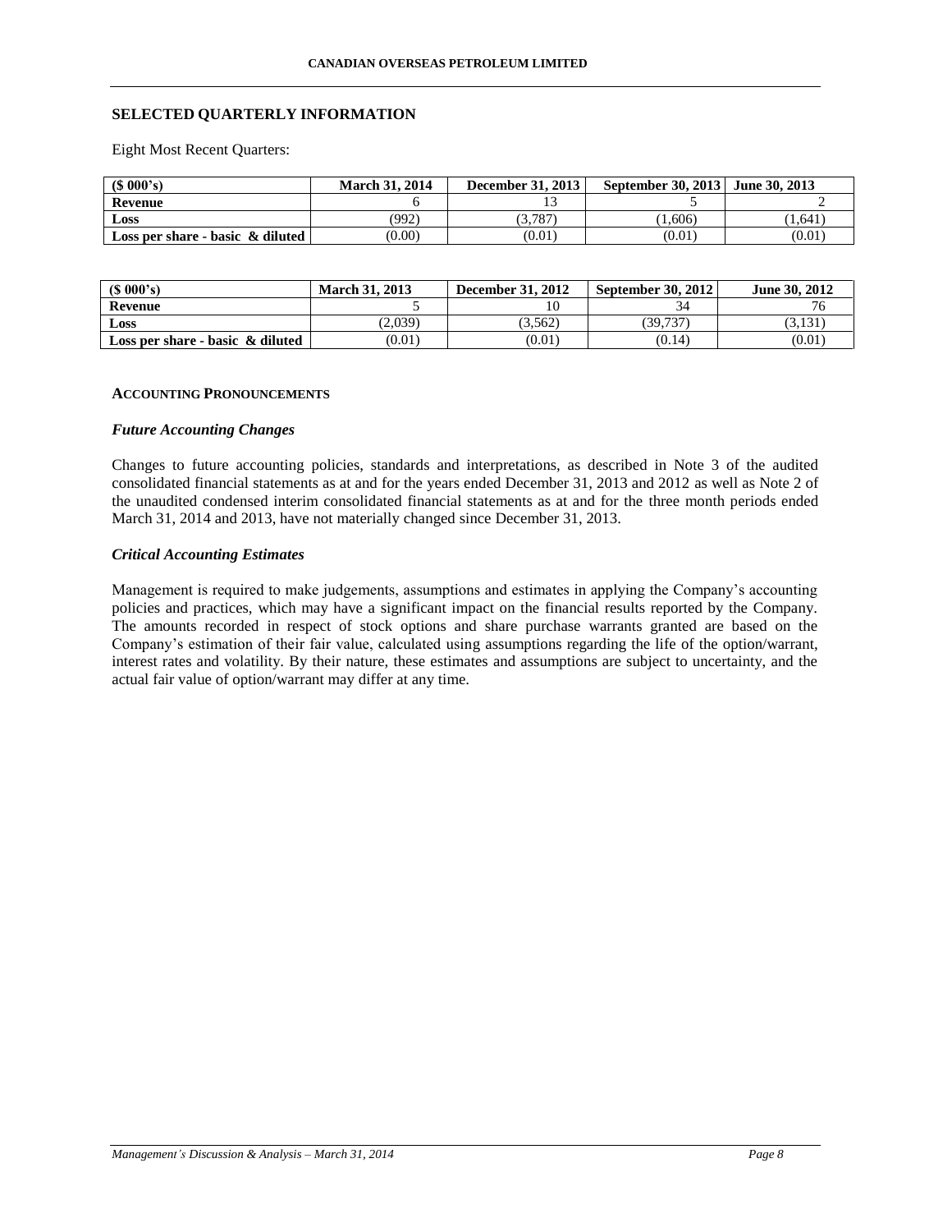## SELECTED QUARTERLY INFORMATION

Eight Most Recent Quarters:

| ($ 000's) | March 31, 2014 | December 31, 2013 | September 30, 2013 | June 30, 2013 |
|---|---|---|---|---|
| **Revenue** | 6 | 13 | 5 | 2 |
| **Loss** | (992) | (3,787) | (1,606) | (1,641) |
| **Loss per share - basic & diluted** | (0.00) | (0.01) | (0.01) | (0.01) |

| ($ 000's) | March 31, 2013 | December 31, 2012 | September 30, 2012 | June 30, 2012 |
|---|---|---|---|---|
| **Revenue** | 5 | 10 | 34 | 76 |
| **Loss** | (2,039) | (3,562) | (39,737) | (3,131) |
| **Loss per share - basic & diluted** | (0.01) | (0.01) | (0.14) | (0.01) |

### ACCOUNTING PRONOUNCEMENTS

#### *Future Accounting Changes*

Changes to future accounting policies, standards and interpretations, as described in Note 3 of the audited consolidated financial statements as at and for the years ended December 31, 2013 and 2012 as well as Note 2 of the unaudited condensed interim consolidated financial statements as at and for the three month periods ended March 31, 2014 and 2013, have not materially changed since December 31, 2013.

#### *Critical Accounting Estimates*

Management is required to make judgements, assumptions and estimates in applying the Company's accounting policies and practices, which may have a significant impact on the financial results reported by the Company. The amounts recorded in respect of stock options and share purchase warrants granted are based on the Company's estimation of their fair value, calculated using assumptions regarding the life of the option/warrant, interest rates and volatility. By their nature, these estimates and assumptions are subject to uncertainty, and the actual fair value of option/warrant may differ at any time.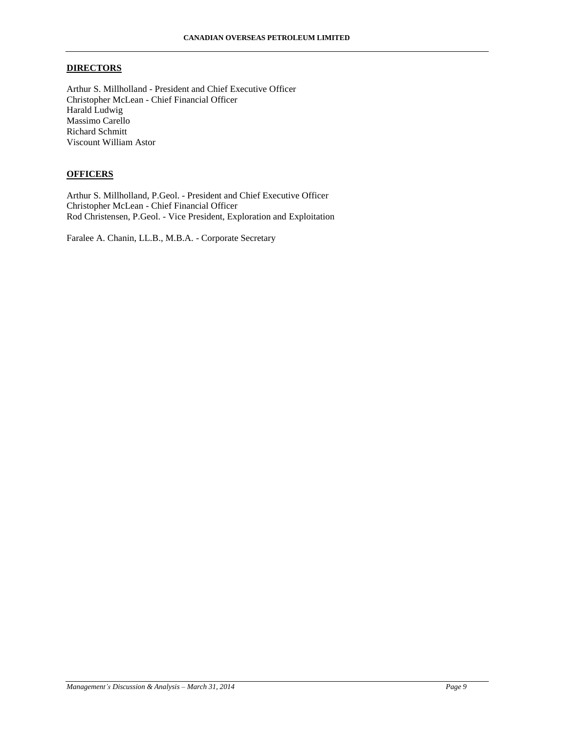## DIRECTORS

Arthur S. Millholland - President and Chief Executive Officer
Christopher McLean - Chief Financial Officer
Harald Ludwig
Massimo Carello
Richard Schmitt
Viscount William Astor

## OFFICERS

Arthur S. Millholland, P.Geol. - President and Chief Executive Officer
Christopher McLean - Chief Financial Officer
Rod Christensen, P.Geol. - Vice President, Exploration and Exploitation

Faralee A. Chanin, LL.B., M.B.A. - Corporate Secretary